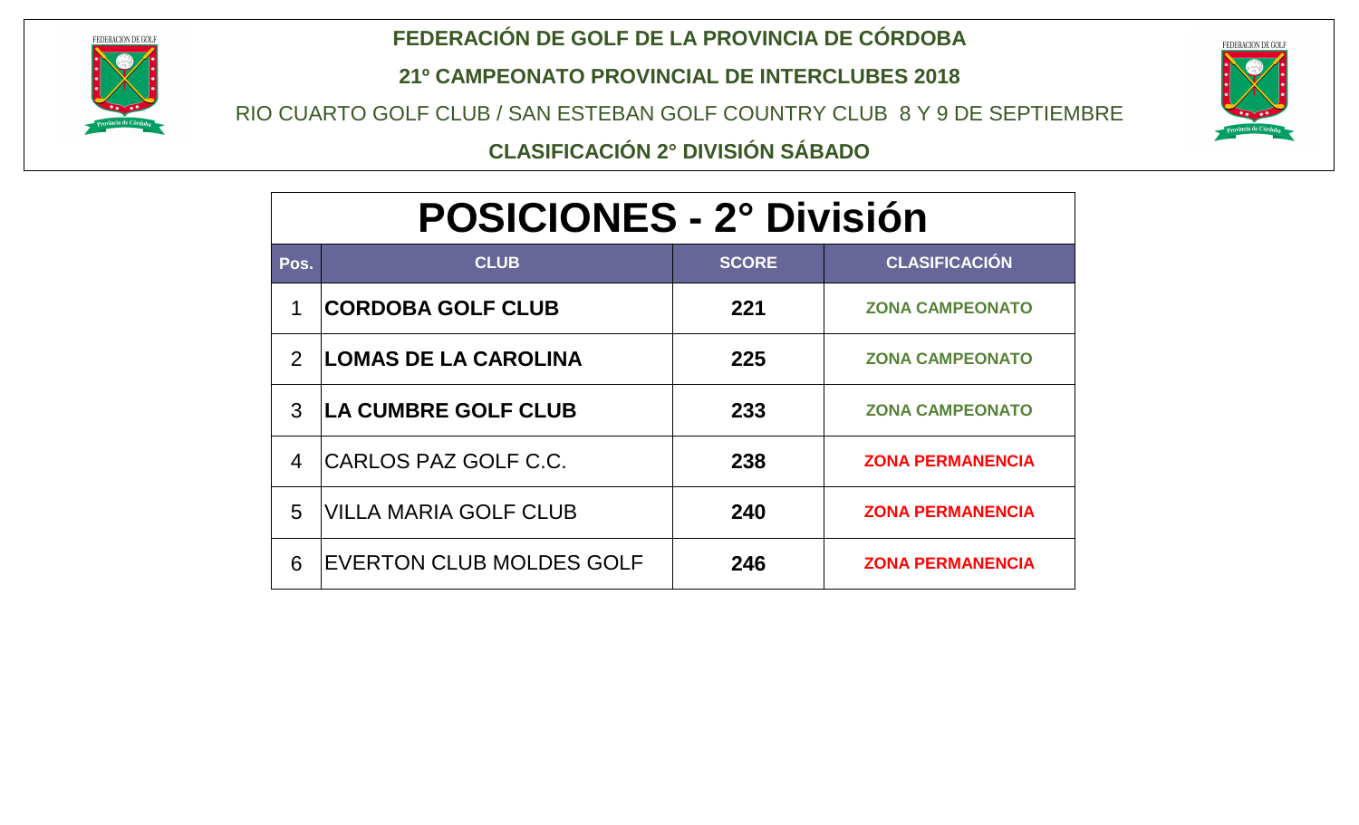# FEDERACIÓN DE GOLF DE LA PROVINCIA DE CÓRDOBA

## 21º CAMPEONATO PROVINCIAL DE INTERCLUBES 2018

RIO CUARTO GOLF CLUB / SAN ESTEBAN GOLF COUNTRY CLUB 8 Y 9 DE SEPTIEMBRE

**CLASIFICACIÓN 2° DIVISIÓN SÁBADO**

## POSICIONES - 2° División

| Pos. | CLUB | SCORE | CLASIFICACIÓN |
|---|---|---|---|
| 1 | **CORDOBA GOLF CLUB** | **221** | **ZONA CAMPEONATO** |
| 2 | **LOMAS DE LA CAROLINA** | **225** | **ZONA CAMPEONATO** |
| 3 | **LA CUMBRE GOLF CLUB** | **233** | **ZONA CAMPEONATO** |
| 4 | CARLOS PAZ GOLF C.C. | **238** | **ZONA PERMANENCIA** |
| 5 | VILLA MARIA GOLF CLUB | **240** | **ZONA PERMANENCIA** |
| 6 | EVERTON CLUB MOLDES GOLF | **246** | **ZONA PERMANENCIA** |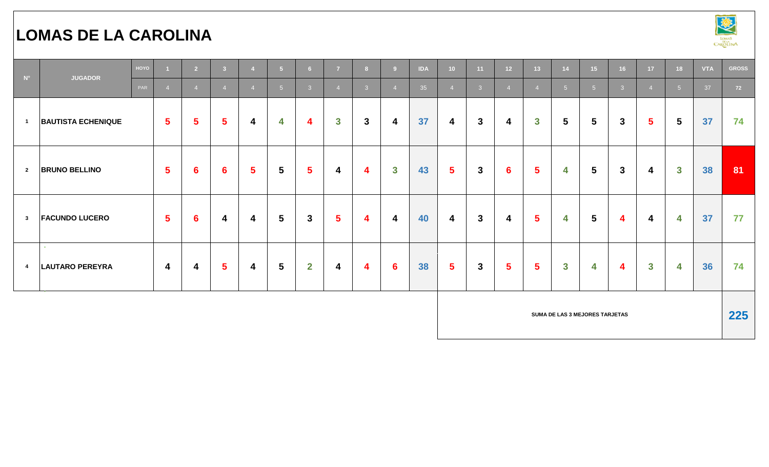# LOMAS DE LA CAROLINA

| N° | JUGADOR | HOYO | 1 | 2 | 3 | 4 | 5 | 6 | 7 | 8 | 9 | IDA | 10 | 11 | 12 | 13 | 14 | 15 | 16 | 17 | 18 | VTA | GROSS |
|---|---|---|---|---|---|---|---|---|---|---|---|---|---|---|---|---|---|---|---|---|---|---|---|
| | | PAR | 4 | 4 | 4 | 4 | 5 | 3 | 4 | 3 | 4 | 35 | 4 | 3 | 4 | 4 | 5 | 5 | 3 | 4 | 5 | 37 | 72 |
| 1 | BAUTISTA ECHENIQUE | | 5 | 5 | 5 | 4 | 4 | 4 | 3 | 3 | 4 | 37 | 4 | 3 | 4 | 3 | 5 | 5 | 3 | 5 | 5 | 37 | 74 |
| 2 | BRUNO BELLINO | | 5 | 6 | 6 | 5 | 5 | 5 | 4 | 4 | 3 | 43 | 5 | 3 | 6 | 5 | 4 | 5 | 3 | 4 | 3 | 38 | 81 |
| 3 | FACUNDO LUCERO | | 5 | 6 | 4 | 4 | 5 | 3 | 5 | 4 | 4 | 40 | 4 | 3 | 4 | 5 | 4 | 5 | 4 | 4 | 4 | 37 | 77 |
| 4 | LAUTARO PEREYRA | | 4 | 4 | 5 | 4 | 5 | 2 | 4 | 4 | 6 | 38 | 5 | 3 | 5 | 5 | 3 | 4 | 4 | 3 | 4 | 36 | 74 |

| SUMA DE LAS 3 MEJORES TARJETAS | 225 |
|---|---|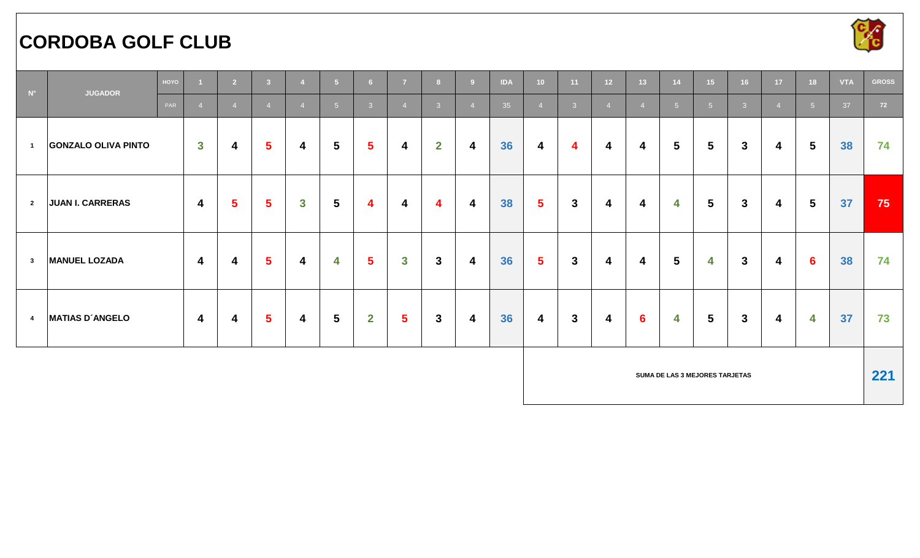# CORDOBA GOLF CLUB

| N° | JUGADOR | HOYO | 1 | 2 | 3 | 4 | 5 | 6 | 7 | 8 | 9 | IDA | 10 | 11 | 12 | 13 | 14 | 15 | 16 | 17 | 18 | VTA | GROSS |
|---|---|---|---|---|---|---|---|---|---|---|---|---|---|---|---|---|---|---|---|---|---|---|---|
| | | PAR | 4 | 4 | 4 | 4 | 5 | 3 | 4 | 3 | 4 | 35 | 4 | 3 | 4 | 4 | 5 | 5 | 3 | 4 | 5 | 37 | 72 |
| 1 | GONZALO OLIVA PINTO | | 3 | 4 | 5 | 4 | 5 | 5 | 4 | 2 | 4 | 36 | 4 | 4 | 4 | 4 | 5 | 5 | 3 | 4 | 5 | 38 | 74 |
| 2 | JUAN I. CARRERAS | | 4 | 5 | 5 | 3 | 5 | 4 | 4 | 4 | 4 | 38 | 5 | 3 | 4 | 4 | 4 | 5 | 3 | 4 | 5 | 37 | 75 |
| 3 | MANUEL LOZADA | | 4 | 4 | 5 | 4 | 4 | 5 | 3 | 3 | 4 | 36 | 5 | 3 | 4 | 4 | 5 | 4 | 3 | 4 | 6 | 38 | 74 |
| 4 | MATIAS D´ANGELO | | 4 | 4 | 5 | 4 | 5 | 2 | 5 | 3 | 4 | 36 | 4 | 3 | 4 | 6 | 4 | 5 | 3 | 4 | 4 | 37 | 73 |
| | | | | | | | | | | | | | SUMA DE LAS 3 MEJORES TARJETAS | | | | | | | | | | 221 |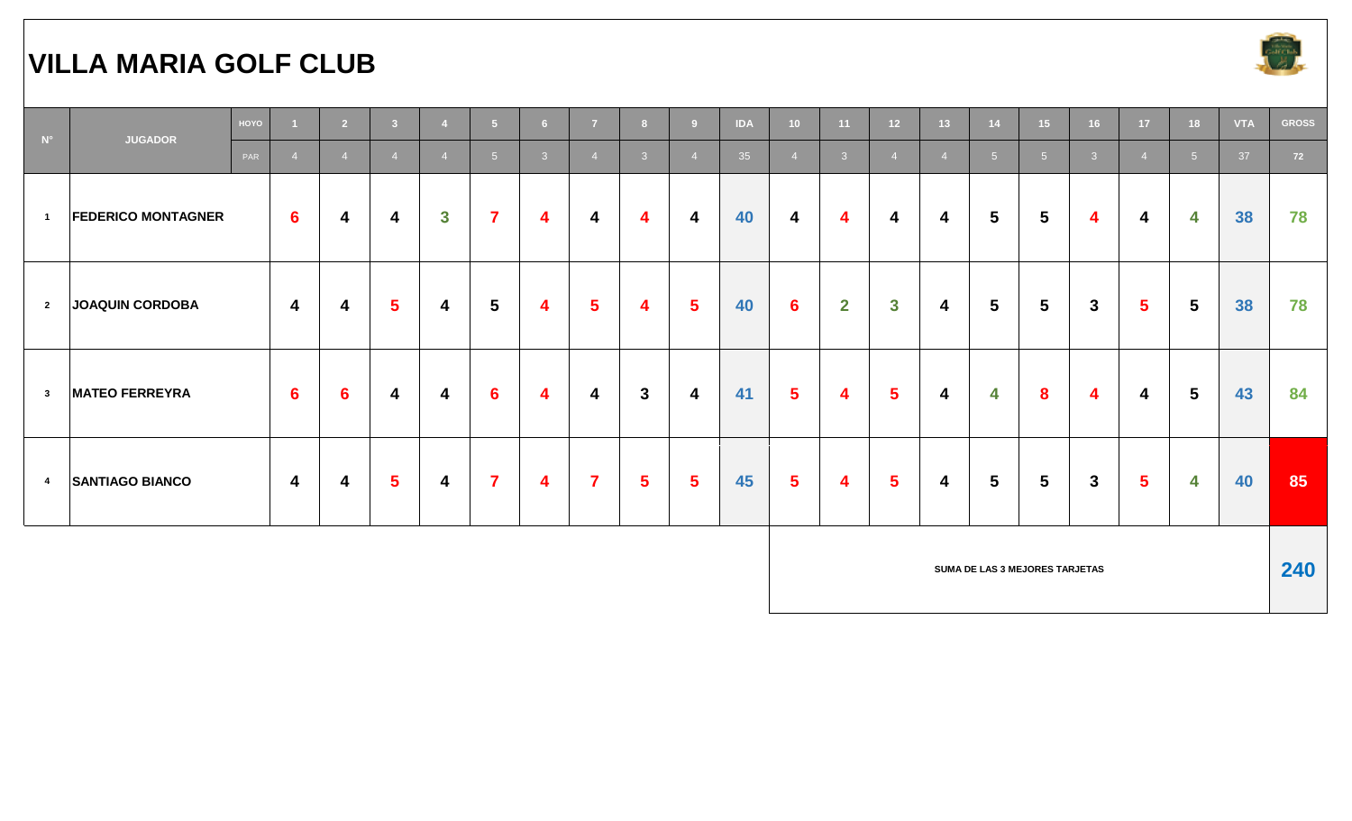# VILLA MARIA GOLF CLUB

| Nº | JUGADOR | HOYO | 1 | 2 | 3 | 4 | 5 | 6 | 7 | 8 | 9 | IDA | 10 | 11 | 12 | 13 | 14 | 15 | 16 | 17 | 18 | VTA | GROSS |
|---|---|---|---|---|---|---|---|---|---|---|---|---|---|---|---|---|---|---|---|---|---|---|---|
| | | PAR | 4 | 4 | 4 | 4 | 5 | 3 | 4 | 3 | 4 | 35 | 4 | 3 | 4 | 4 | 5 | 5 | 3 | 4 | 5 | 37 | 72 |
| 1 | FEDERICO MONTAGNER | | 6 | 4 | 4 | 3 | 7 | 4 | 4 | 4 | 4 | 40 | 4 | 4 | 4 | 4 | 5 | 5 | 4 | 4 | 4 | 38 | 78 |
| 2 | JOAQUIN CORDOBA | | 4 | 4 | 5 | 4 | 5 | 4 | 5 | 4 | 5 | 40 | 6 | 2 | 3 | 4 | 5 | 5 | 3 | 5 | 5 | 38 | 78 |
| 3 | MATEO FERREYRA | | 6 | 6 | 4 | 4 | 6 | 4 | 4 | 3 | 4 | 41 | 5 | 4 | 5 | 4 | 4 | 8 | 4 | 4 | 5 | 43 | 84 |
| 4 | SANTIAGO BIANCO | | 4 | 4 | 5 | 4 | 7 | 4 | 7 | 5 | 5 | 45 | 5 | 4 | 5 | 4 | 5 | 5 | 3 | 5 | 4 | 40 | 85 |
| | | | | | | | | | | | | | | | | | | | | | | SUMA DE LAS 3 MEJORES TARJETAS | 240 |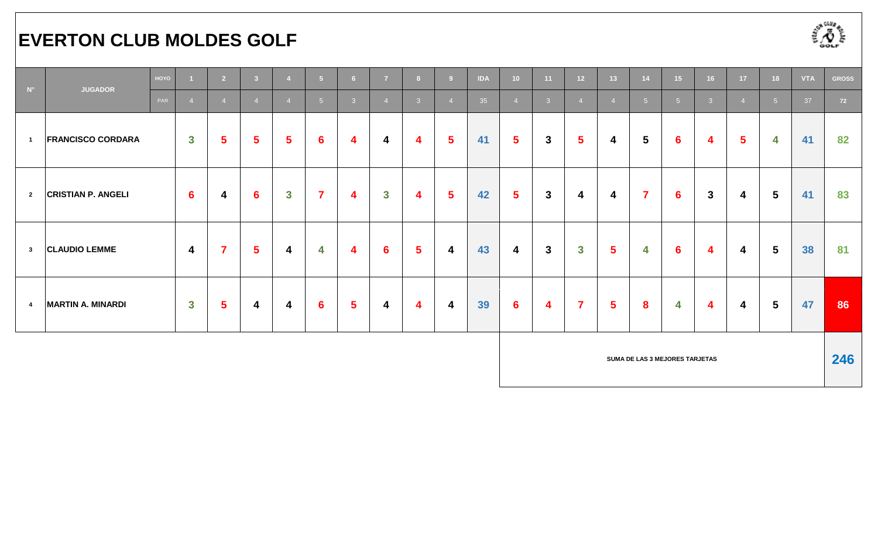# EVERTON CLUB MOLDES GOLF

| N° | JUGADOR | HOYO | 1 | 2 | 3 | 4 | 5 | 6 | 7 | 8 | 9 | IDA | 10 | 11 | 12 | 13 | 14 | 15 | 16 | 17 | 18 | VTA | GROSS |
|---|---|---|---|---|---|---|---|---|---|---|---|---|---|---|---|---|---|---|---|---|---|---|---|
| | | PAR | 4 | 4 | 4 | 4 | 5 | 3 | 4 | 3 | 4 | 35 | 4 | 3 | 4 | 4 | 5 | 5 | 3 | 4 | 5 | 37 | 72 |
| 1 | FRANCISCO CORDARA | | 3 | 5 | 5 | 5 | 6 | 4 | 4 | 4 | 5 | 41 | 5 | 3 | 5 | 4 | 5 | 6 | 4 | 5 | 4 | 41 | 82 |
| 2 | CRISTIAN P. ANGELI | | 6 | 4 | 6 | 3 | 7 | 4 | 3 | 4 | 5 | 42 | 5 | 3 | 4 | 4 | 7 | 6 | 3 | 4 | 5 | 41 | 83 |
| 3 | CLAUDIO LEMME | | 4 | 7 | 5 | 4 | 4 | 4 | 6 | 5 | 4 | 43 | 4 | 3 | 3 | 5 | 4 | 6 | 4 | 4 | 5 | 38 | 81 |
| 4 | MARTIN A. MINARDI | | 3 | 5 | 4 | 4 | 6 | 5 | 4 | 4 | 4 | 39 | 6 | 4 | 7 | 5 | 8 | 4 | 4 | 4 | 5 | 47 | 86 |

**SUMA DE LAS 3 MEJORES TARJETAS** 246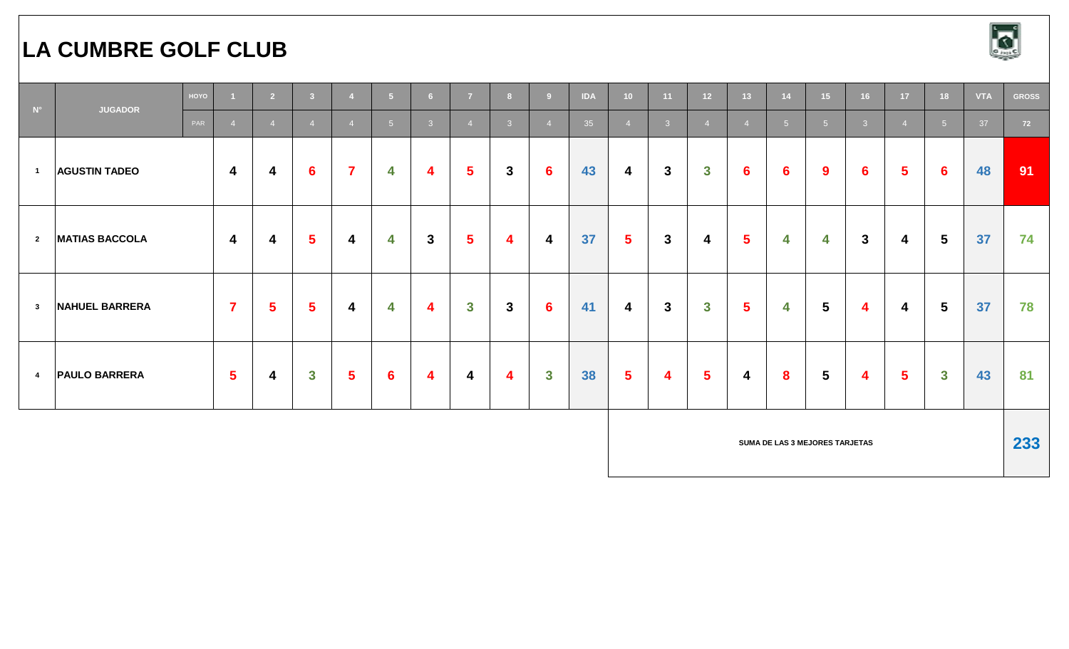# LA CUMBRE GOLF CLUB

| N° | JUGADOR | HOYO | 1 | 2 | 3 | 4 | 5 | 6 | 7 | 8 | 9 | IDA | 10 | 11 | 12 | 13 | 14 | 15 | 16 | 17 | 18 | VTA | GROSS |
|---|---|---|---|---|---|---|---|---|---|---|---|---|---|---|---|---|---|---|---|---|---|---|---|
| | | PAR | 4 | 4 | 4 | 4 | 5 | 3 | 4 | 3 | 4 | 35 | 4 | 3 | 4 | 4 | 5 | 5 | 3 | 4 | 5 | 37 | 72 |
| 1 | AGUSTIN TADEO | | 4 | 4 | 6 | 7 | 4 | 4 | 5 | 3 | 6 | 43 | 4 | 3 | 3 | 6 | 6 | 9 | 6 | 5 | 6 | 48 | 91 |
| 2 | MATIAS BACCOLA | | 4 | 4 | 5 | 4 | 4 | 3 | 5 | 4 | 4 | 37 | 5 | 3 | 4 | 5 | 4 | 4 | 3 | 4 | 5 | 37 | 74 |
| 3 | NAHUEL BARRERA | | 7 | 5 | 5 | 4 | 4 | 4 | 3 | 3 | 6 | 41 | 4 | 3 | 3 | 5 | 4 | 5 | 4 | 4 | 5 | 37 | 78 |
| 4 | PAULO BARRERA | | 5 | 4 | 3 | 5 | 6 | 4 | 4 | 4 | 3 | 38 | 5 | 4 | 5 | 4 | 8 | 5 | 4 | 5 | 3 | 43 | 81 |

| SUMA DE LAS 3 MEJORES TARJETAS | 233 |
|---|---|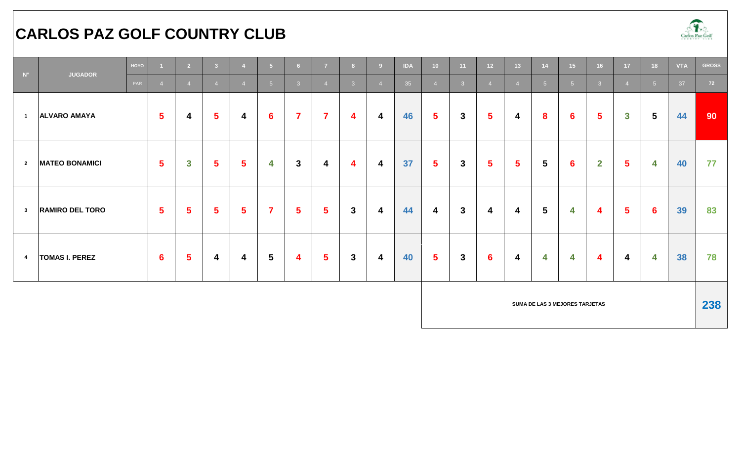# CARLOS PAZ GOLF COUNTRY CLUB

| N° | JUGADOR | HOYO | 1 | 2 | 3 | 4 | 5 | 6 | 7 | 8 | 9 | IDA | 10 | 11 | 12 | 13 | 14 | 15 | 16 | 17 | 18 | VTA | GROSS |
|---|---|---|---|---|---|---|---|---|---|---|---|---|---|---|---|---|---|---|---|---|---|---|---|
| | | PAR | 4 | 4 | 4 | 4 | 5 | 3 | 4 | 3 | 4 | 35 | 4 | 3 | 4 | 4 | 5 | 5 | 3 | 4 | 5 | 37 | 72 |
| 1 | ALVARO AMAYA | | 5 | 4 | 5 | 4 | 6 | 7 | 7 | 4 | 4 | 46 | 5 | 3 | 5 | 4 | 8 | 6 | 5 | 3 | 5 | 44 | 90 |
| 2 | MATEO BONAMICI | | 5 | 3 | 5 | 5 | 4 | 3 | 4 | 4 | 4 | 37 | 5 | 3 | 5 | 5 | 5 | 6 | 2 | 5 | 4 | 40 | 77 |
| 3 | RAMIRO DEL TORO | | 5 | 5 | 5 | 5 | 7 | 5 | 5 | 3 | 4 | 44 | 4 | 3 | 4 | 4 | 5 | 4 | 4 | 5 | 6 | 39 | 83 |
| 4 | TOMAS I. PEREZ | | 6 | 5 | 4 | 4 | 5 | 4 | 5 | 3 | 4 | 40 | 5 | 3 | 6 | 4 | 4 | 4 | 4 | 4 | 4 | 38 | 78 |

SUMA DE LAS 3 MEJORES TARJETAS: **238**